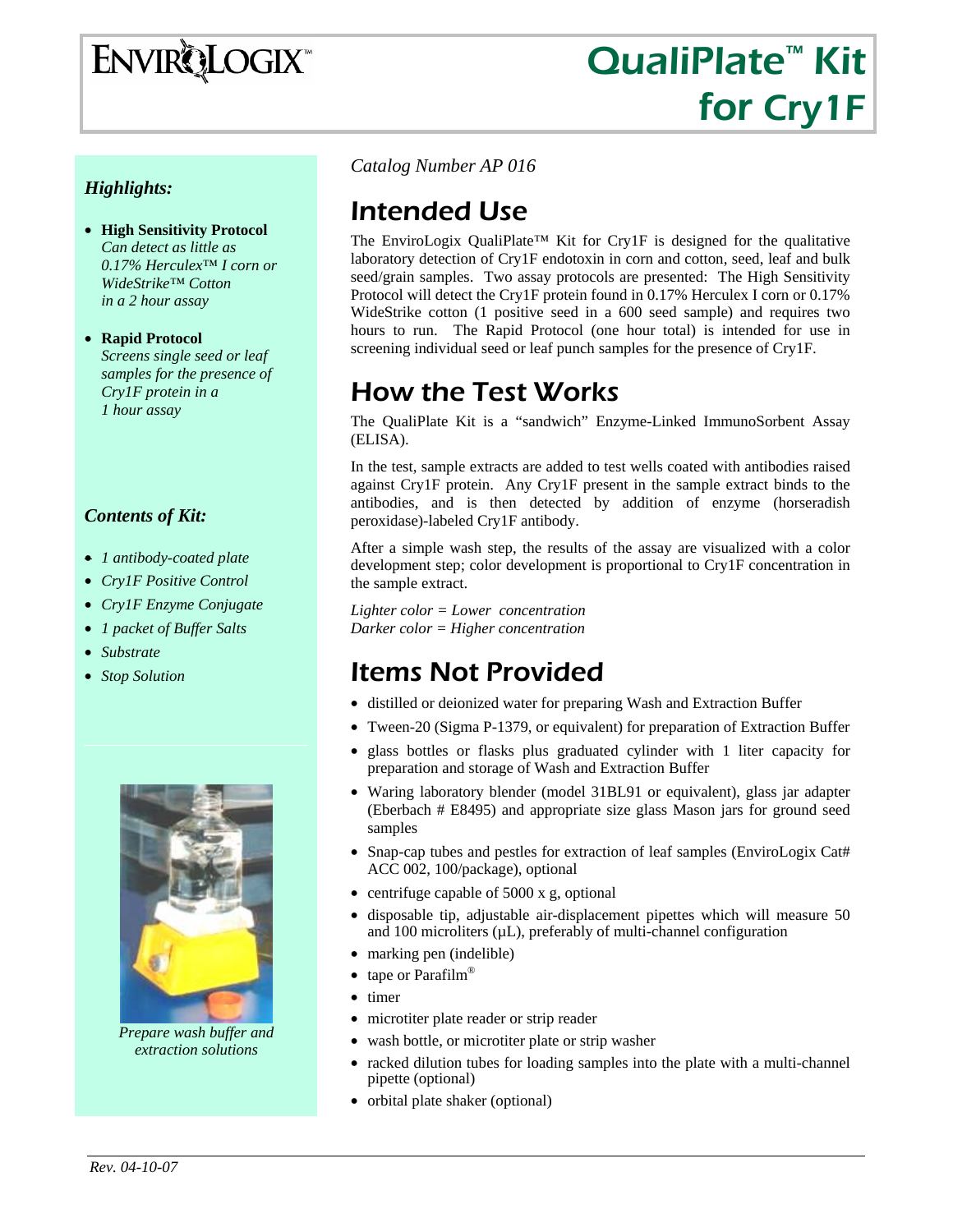# QualiPlate™ Kit for Cry1F

*Catalog Number AP 016*

### *Highlights:*

- **High Sensitivity Protocol**
  *Can detect as little as 0.17% Herculex™ I corn or WideStrike™ Cotton in a 2 hour assay*
- **Rapid Protocol**
  *Screens single seed or leaf samples for the presence of Cry1F protein in a 1 hour assay*

### *Contents of Kit:*

- *1 antibody-coated plate*
- *Cry1F Positive Control*
- *Cry1F Enzyme Conjugate*
- *1 packet of Buffer Salts*
- *Substrate*
- *Stop Solution*

*Prepare wash buffer and extraction solutions*

## Intended Use

The EnviroLogix QualiPlate™ Kit for Cry1F is designed for the qualitative laboratory detection of Cry1F endotoxin in corn and cotton, seed, leaf and bulk seed/grain samples. Two assay protocols are presented: The High Sensitivity Protocol will detect the Cry1F protein found in 0.17% Herculex I corn or 0.17% WideStrike cotton (1 positive seed in a 600 seed sample) and requires two hours to run. The Rapid Protocol (one hour total) is intended for use in screening individual seed or leaf punch samples for the presence of Cry1F.

## How the Test Works

The QualiPlate Kit is a "sandwich" Enzyme-Linked ImmunoSorbent Assay (ELISA).

In the test, sample extracts are added to test wells coated with antibodies raised against Cry1F protein. Any Cry1F present in the sample extract binds to the antibodies, and is then detected by addition of enzyme (horseradish peroxidase)-labeled Cry1F antibody.

After a simple wash step, the results of the assay are visualized with a color development step; color development is proportional to Cry1F concentration in the sample extract.

*Lighter color = Lower concentration*
*Darker color = Higher concentration*

## Items Not Provided

- distilled or deionized water for preparing Wash and Extraction Buffer
- Tween-20 (Sigma P-1379, or equivalent) for preparation of Extraction Buffer
- glass bottles or flasks plus graduated cylinder with 1 liter capacity for preparation and storage of Wash and Extraction Buffer
- Waring laboratory blender (model 31BL91 or equivalent), glass jar adapter (Eberbach # E8495) and appropriate size glass Mason jars for ground seed samples
- Snap-cap tubes and pestles for extraction of leaf samples (EnviroLogix Cat# ACC 002, 100/package), optional
- centrifuge capable of 5000 x g, optional
- disposable tip, adjustable air-displacement pipettes which will measure 50 and 100 microliters (µL), preferably of multi-channel configuration
- marking pen (indelible)
- tape or Parafilm®
- timer
- microtiter plate reader or strip reader
- wash bottle, or microtiter plate or strip washer
- racked dilution tubes for loading samples into the plate with a multi-channel pipette (optional)
- orbital plate shaker (optional)

*Rev. 04-10-07*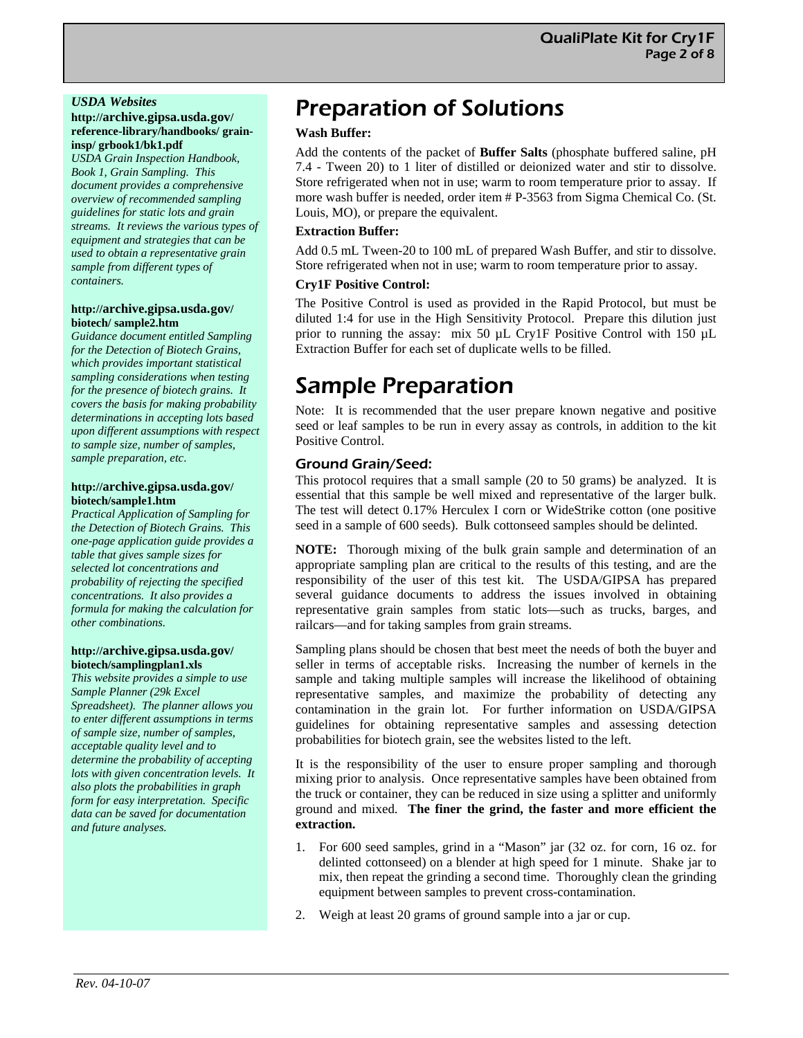*USDA Websites*

**http://archive.gipsa.usda.gov/reference-library/handbooks/grain-insp/grbook1/bk1.pdf**

*USDA Grain Inspection Handbook, Book 1, Grain Sampling. This document provides a comprehensive overview of recommended sampling guidelines for static lots and grain streams. It reviews the various types of equipment and strategies that can be used to obtain a representative grain sample from different types of containers.*

**http://archive.gipsa.usda.gov/biotech/sample2.htm**

*Guidance document entitled Sampling for the Detection of Biotech Grains, which provides important statistical sampling considerations when testing for the presence of biotech grains. It covers the basis for making probability determinations in accepting lots based upon different assumptions with respect to sample size, number of samples, sample preparation, etc.*

**http://archive.gipsa.usda.gov/biotech/sample1.htm**

*Practical Application of Sampling for the Detection of Biotech Grains. This one-page application guide provides a table that gives sample sizes for selected lot concentrations and probability of rejecting the specified concentrations. It also provides a formula for making the calculation for other combinations.*

**http://archive.gipsa.usda.gov/biotech/samplingplan1.xls**

*This website provides a simple to use Sample Planner (29k Excel Spreadsheet). The planner allows you to enter different assumptions in terms of sample size, number of samples, acceptable quality level and to determine the probability of accepting lots with given concentration levels. It also plots the probabilities in graph form for easy interpretation. Specific data can be saved for documentation and future analyses.*

# Preparation of Solutions

**Wash Buffer:**

Add the contents of the packet of **Buffer Salts** (phosphate buffered saline, pH 7.4 - Tween 20) to 1 liter of distilled or deionized water and stir to dissolve. Store refrigerated when not in use; warm to room temperature prior to assay. If more wash buffer is needed, order item # P-3563 from Sigma Chemical Co. (St. Louis, MO), or prepare the equivalent.

**Extraction Buffer:**

Add 0.5 mL Tween-20 to 100 mL of prepared Wash Buffer, and stir to dissolve. Store refrigerated when not in use; warm to room temperature prior to assay.

**Cry1F Positive Control:**

The Positive Control is used as provided in the Rapid Protocol, but must be diluted 1:4 for use in the High Sensitivity Protocol. Prepare this dilution just prior to running the assay: mix 50 µL Cry1F Positive Control with 150 µL Extraction Buffer for each set of duplicate wells to be filled.

# Sample Preparation

Note: It is recommended that the user prepare known negative and positive seed or leaf samples to be run in every assay as controls, in addition to the kit Positive Control.

## Ground Grain/Seed:

This protocol requires that a small sample (20 to 50 grams) be analyzed. It is essential that this sample be well mixed and representative of the larger bulk. The test will detect 0.17% Herculex I corn or WideStrike cotton (one positive seed in a sample of 600 seeds). Bulk cottonseed samples should be delinted.

**NOTE:** Thorough mixing of the bulk grain sample and determination of an appropriate sampling plan are critical to the results of this testing, and are the responsibility of the user of this test kit. The USDA/GIPSA has prepared several guidance documents to address the issues involved in obtaining representative grain samples from static lots—such as trucks, barges, and railcars—and for taking samples from grain streams.

Sampling plans should be chosen that best meet the needs of both the buyer and seller in terms of acceptable risks. Increasing the number of kernels in the sample and taking multiple samples will increase the likelihood of obtaining representative samples, and maximize the probability of detecting any contamination in the grain lot. For further information on USDA/GIPSA guidelines for obtaining representative samples and assessing detection probabilities for biotech grain, see the websites listed to the left.

It is the responsibility of the user to ensure proper sampling and thorough mixing prior to analysis. Once representative samples have been obtained from the truck or container, they can be reduced in size using a splitter and uniformly ground and mixed. **The finer the grind, the faster and more efficient the extraction.**

1. For 600 seed samples, grind in a "Mason" jar (32 oz. for corn, 16 oz. for delinted cottonseed) on a blender at high speed for 1 minute. Shake jar to mix, then repeat the grinding a second time. Thoroughly clean the grinding equipment between samples to prevent cross-contamination.
2. Weigh at least 20 grams of ground sample into a jar or cup.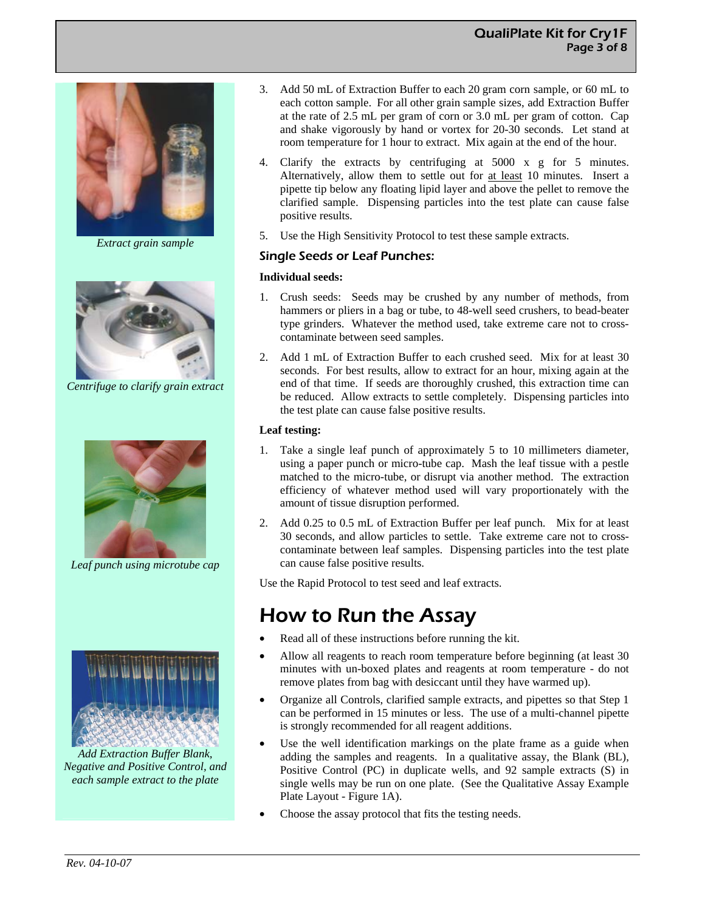*Extract grain sample*

*Centrifuge to clarify grain extract*

*Leaf punch using microtube cap*

*Add Extraction Buffer Blank, Negative and Positive Control, and each sample extract to the plate*

3. Add 50 mL of Extraction Buffer to each 20 gram corn sample, or 60 mL to each cotton sample. For all other grain sample sizes, add Extraction Buffer at the rate of 2.5 mL per gram of corn or 3.0 mL per gram of cotton. Cap and shake vigorously by hand or vortex for 20-30 seconds. Let stand at room temperature for 1 hour to extract. Mix again at the end of the hour.
4. Clarify the extracts by centrifuging at 5000 x g for 5 minutes. Alternatively, allow them to settle out for at least 10 minutes. Insert a pipette tip below any floating lipid layer and above the pellet to remove the clarified sample. Dispensing particles into the test plate can cause false positive results.
5. Use the High Sensitivity Protocol to test these sample extracts.

### *Single Seeds or Leaf Punches:*

**Individual seeds:**

1. Crush seeds: Seeds may be crushed by any number of methods, from hammers or pliers in a bag or tube, to 48-well seed crushers, to bead-beater type grinders. Whatever the method used, take extreme care not to cross-contaminate between seed samples.
2. Add 1 mL of Extraction Buffer to each crushed seed. Mix for at least 30 seconds. For best results, allow to extract for an hour, mixing again at the end of that time. If seeds are thoroughly crushed, this extraction time can be reduced. Allow extracts to settle completely. Dispensing particles into the test plate can cause false positive results.

**Leaf testing:**

1. Take a single leaf punch of approximately 5 to 10 millimeters diameter, using a paper punch or micro-tube cap. Mash the leaf tissue with a pestle matched to the micro-tube, or disrupt via another method. The extraction efficiency of whatever method used will vary proportionately with the amount of tissue disruption performed.
2. Add 0.25 to 0.5 mL of Extraction Buffer per leaf punch. Mix for at least 30 seconds, and allow particles to settle. Take extreme care not to cross-contaminate between leaf samples. Dispensing particles into the test plate can cause false positive results.

Use the Rapid Protocol to test seed and leaf extracts.

## How to Run the Assay

- Read all of these instructions before running the kit.
- Allow all reagents to reach room temperature before beginning (at least 30 minutes with un-boxed plates and reagents at room temperature - do not remove plates from bag with desiccant until they have warmed up).
- Organize all Controls, clarified sample extracts, and pipettes so that Step 1 can be performed in 15 minutes or less. The use of a multi-channel pipette is strongly recommended for all reagent additions.
- Use the well identification markings on the plate frame as a guide when adding the samples and reagents. In a qualitative assay, the Blank (BL), Positive Control (PC) in duplicate wells, and 92 sample extracts (S) in single wells may be run on one plate. (See the Qualitative Assay Example Plate Layout - Figure 1A).
- Choose the assay protocol that fits the testing needs.

*Rev. 04-10-07*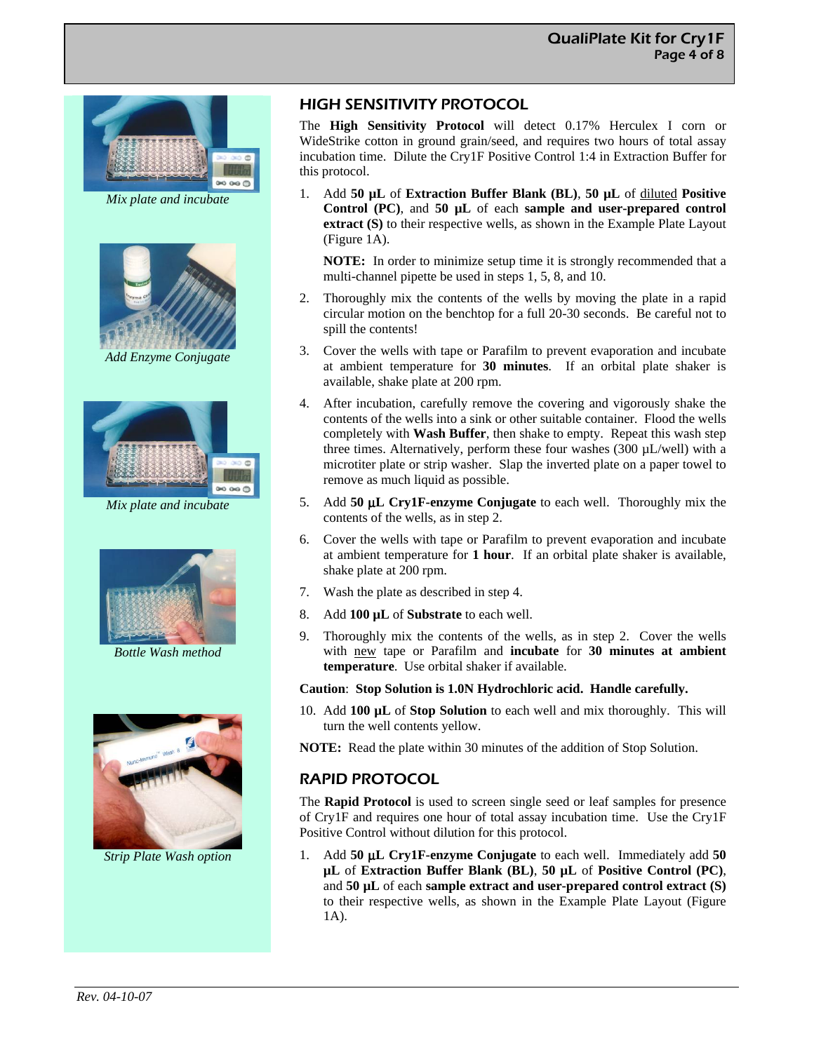## HIGH SENSITIVITY PROTOCOL

The **High Sensitivity Protocol** will detect 0.17% Herculex I corn or WideStrike cotton in ground grain/seed, and requires two hours of total assay incubation time. Dilute the Cry1F Positive Control 1:4 in Extraction Buffer for this protocol.

1. Add **50 µL** of **Extraction Buffer Blank (BL)**, **50 µL** of diluted **Positive Control (PC)**, and **50 µL** of each **sample and user-prepared control extract (S)** to their respective wells, as shown in the Example Plate Layout (Figure 1A).

   **NOTE:** In order to minimize setup time it is strongly recommended that a multi-channel pipette be used in steps 1, 5, 8, and 10.

2. Thoroughly mix the contents of the wells by moving the plate in a rapid circular motion on the benchtop for a full 20-30 seconds. Be careful not to spill the contents!
3. Cover the wells with tape or Parafilm to prevent evaporation and incubate at ambient temperature for **30 minutes**. If an orbital plate shaker is available, shake plate at 200 rpm.
4. After incubation, carefully remove the covering and vigorously shake the contents of the wells into a sink or other suitable container. Flood the wells completely with **Wash Buffer**, then shake to empty. Repeat this wash step three times. Alternatively, perform these four washes (300 µL/well) with a microtiter plate or strip washer. Slap the inverted plate on a paper towel to remove as much liquid as possible.
5. Add **50 µL Cry1F-enzyme Conjugate** to each well. Thoroughly mix the contents of the wells, as in step 2.
6. Cover the wells with tape or Parafilm to prevent evaporation and incubate at ambient temperature for **1 hour**. If an orbital plate shaker is available, shake plate at 200 rpm.
7. Wash the plate as described in step 4.
8. Add **100 µL** of **Substrate** to each well.
9. Thoroughly mix the contents of the wells, as in step 2. Cover the wells with new tape or Parafilm and **incubate** for **30 minutes at ambient temperature**. Use orbital shaker if available.

**Caution**: **Stop Solution is 1.0N Hydrochloric acid. Handle carefully.**

10. Add **100 µL** of **Stop Solution** to each well and mix thoroughly. This will turn the well contents yellow.

**NOTE:** Read the plate within 30 minutes of the addition of Stop Solution.

## RAPID PROTOCOL

The **Rapid Protocol** is used to screen single seed or leaf samples for presence of Cry1F and requires one hour of total assay incubation time. Use the Cry1F Positive Control without dilution for this protocol.

1. Add **50 µL Cry1F-enzyme Conjugate** to each well. Immediately add **50 µL** of **Extraction Buffer Blank (BL)**, **50 µL** of **Positive Control (PC)**, and **50 µL** of each **sample extract and user-prepared control extract (S)** to their respective wells, as shown in the Example Plate Layout (Figure 1A).

*Mix plate and incubate*

*Add Enzyme Conjugate*

*Mix plate and incubate*

*Bottle Wash method*

*Strip Plate Wash option*

Rev. 04-10-07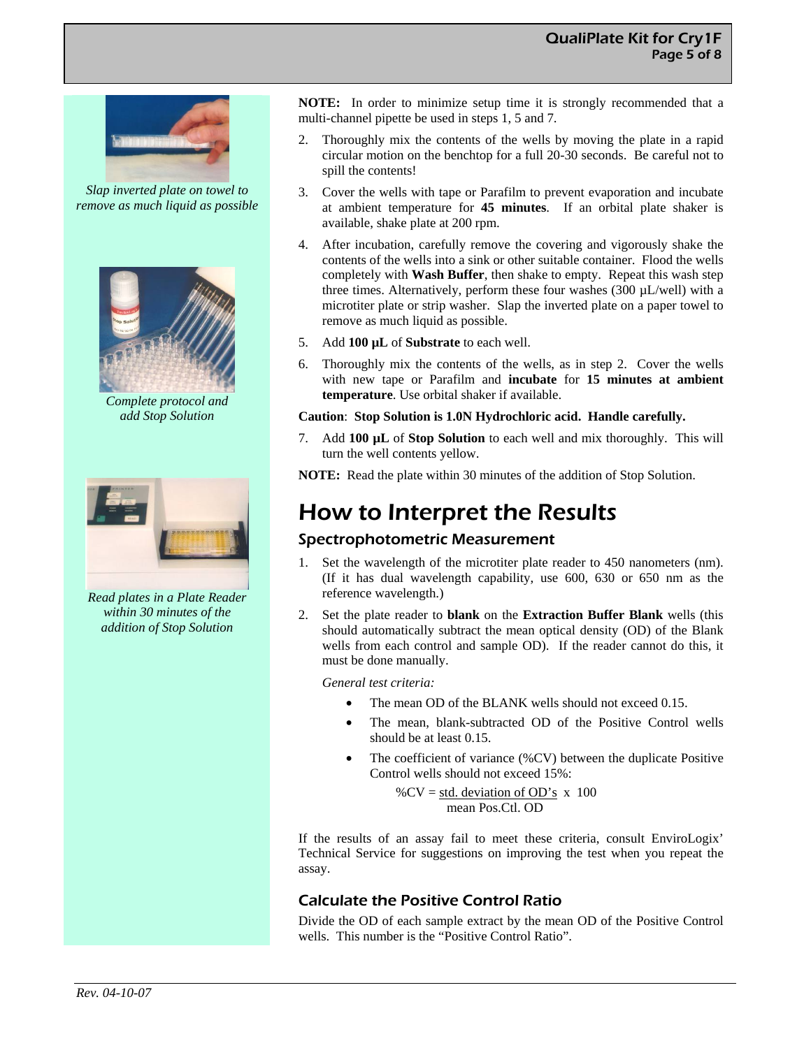*Slap inverted plate on towel to remove as much liquid as possible*

*Complete protocol and add Stop Solution*

*Read plates in a Plate Reader within 30 minutes of the addition of Stop Solution*

**NOTE:** In order to minimize setup time it is strongly recommended that a multi-channel pipette be used in steps 1, 5 and 7.

2. Thoroughly mix the contents of the wells by moving the plate in a rapid circular motion on the benchtop for a full 20-30 seconds. Be careful not to spill the contents!
3. Cover the wells with tape or Parafilm to prevent evaporation and incubate at ambient temperature for **45 minutes**. If an orbital plate shaker is available, shake plate at 200 rpm.
4. After incubation, carefully remove the covering and vigorously shake the contents of the wells into a sink or other suitable container. Flood the wells completely with **Wash Buffer**, then shake to empty. Repeat this wash step three times. Alternatively, perform these four washes (300 µL/well) with a microtiter plate or strip washer. Slap the inverted plate on a paper towel to remove as much liquid as possible.
5. Add **100 µL** of **Substrate** to each well.
6. Thoroughly mix the contents of the wells, as in step 2. Cover the wells with new tape or Parafilm and **incubate** for **15 minutes at ambient temperature**. Use orbital shaker if available.

**Caution**: **Stop Solution is 1.0N Hydrochloric acid. Handle carefully.**

7. Add **100 µL** of **Stop Solution** to each well and mix thoroughly. This will turn the well contents yellow.

**NOTE:** Read the plate within 30 minutes of the addition of Stop Solution.

# How to Interpret the Results

## Spectrophotometric Measurement

1. Set the wavelength of the microtiter plate reader to 450 nanometers (nm). (If it has dual wavelength capability, use 600, 630 or 650 nm as the reference wavelength.)
2. Set the plate reader to **blank** on the **Extraction Buffer Blank** wells (this should automatically subtract the mean optical density (OD) of the Blank wells from each control and sample OD). If the reader cannot do this, it must be done manually.

   *General test criteria:*

   - The mean OD of the BLANK wells should not exceed 0.15.
   - The mean, blank-subtracted OD of the Positive Control wells should be at least 0.15.
   - The coefficient of variance (%CV) between the duplicate Positive Control wells should not exceed 15%:

   $$\%CV = \frac{\text{std. deviation of OD's}}{\text{mean Pos.Ctl. OD}} \times 100$$

If the results of an assay fail to meet these criteria, consult EnviroLogix' Technical Service for suggestions on improving the test when you repeat the assay.

## Calculate the Positive Control Ratio

Divide the OD of each sample extract by the mean OD of the Positive Control wells. This number is the "Positive Control Ratio".

*Rev. 04-10-07*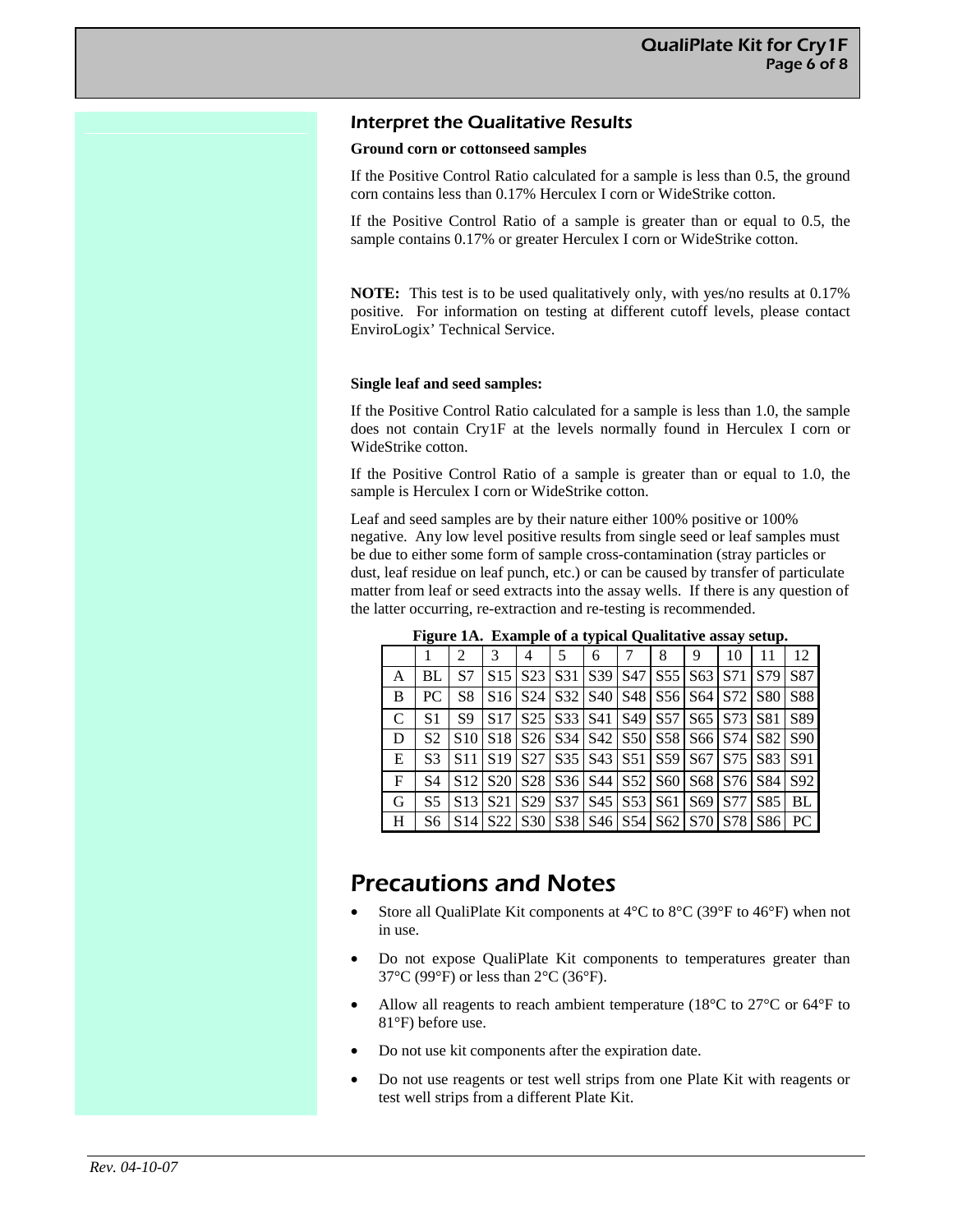## Interpret the Qualitative Results

**Ground corn or cottonseed samples**

If the Positive Control Ratio calculated for a sample is less than 0.5, the ground corn contains less than 0.17% Herculex I corn or WideStrike cotton.

If the Positive Control Ratio of a sample is greater than or equal to 0.5, the sample contains 0.17% or greater Herculex I corn or WideStrike cotton.

**NOTE:** This test is to be used qualitatively only, with yes/no results at 0.17% positive. For information on testing at different cutoff levels, please contact EnviroLogix' Technical Service.

**Single leaf and seed samples:**

If the Positive Control Ratio calculated for a sample is less than 1.0, the sample does not contain Cry1F at the levels normally found in Herculex I corn or WideStrike cotton.

If the Positive Control Ratio of a sample is greater than or equal to 1.0, the sample is Herculex I corn or WideStrike cotton.

Leaf and seed samples are by their nature either 100% positive or 100% negative. Any low level positive results from single seed or leaf samples must be due to either some form of sample cross-contamination (stray particles or dust, leaf residue on leaf punch, etc.) or can be caused by transfer of particulate matter from leaf or seed extracts into the assay wells. If there is any question of the latter occurring, re-extraction and re-testing is recommended.

**Figure 1A. Example of a typical Qualitative assay setup.**

| | 1 | 2 | 3 | 4 | 5 | 6 | 7 | 8 | 9 | 10 | 11 | 12 |
|---|---|---|---|---|---|---|---|---|---|---|---|---|
| A | BL | S7 | S15 | S23 | S31 | S39 | S47 | S55 | S63 | S71 | S79 | S87 |
| B | PC | S8 | S16 | S24 | S32 | S40 | S48 | S56 | S64 | S72 | S80 | S88 |
| C | S1 | S9 | S17 | S25 | S33 | S41 | S49 | S57 | S65 | S73 | S81 | S89 |
| D | S2 | S10 | S18 | S26 | S34 | S42 | S50 | S58 | S66 | S74 | S82 | S90 |
| E | S3 | S11 | S19 | S27 | S35 | S43 | S51 | S59 | S67 | S75 | S83 | S91 |
| F | S4 | S12 | S20 | S28 | S36 | S44 | S52 | S60 | S68 | S76 | S84 | S92 |
| G | S5 | S13 | S21 | S29 | S37 | S45 | S53 | S61 | S69 | S77 | S85 | BL |
| H | S6 | S14 | S22 | S30 | S38 | S46 | S54 | S62 | S70 | S78 | S86 | PC |

# Precautions and Notes

- Store all QualiPlate Kit components at 4°C to 8°C (39°F to 46°F) when not in use.
- Do not expose QualiPlate Kit components to temperatures greater than 37°C (99°F) or less than 2°C (36°F).
- Allow all reagents to reach ambient temperature (18°C to 27°C or 64°F to 81°F) before use.
- Do not use kit components after the expiration date.
- Do not use reagents or test well strips from one Plate Kit with reagents or test well strips from a different Plate Kit.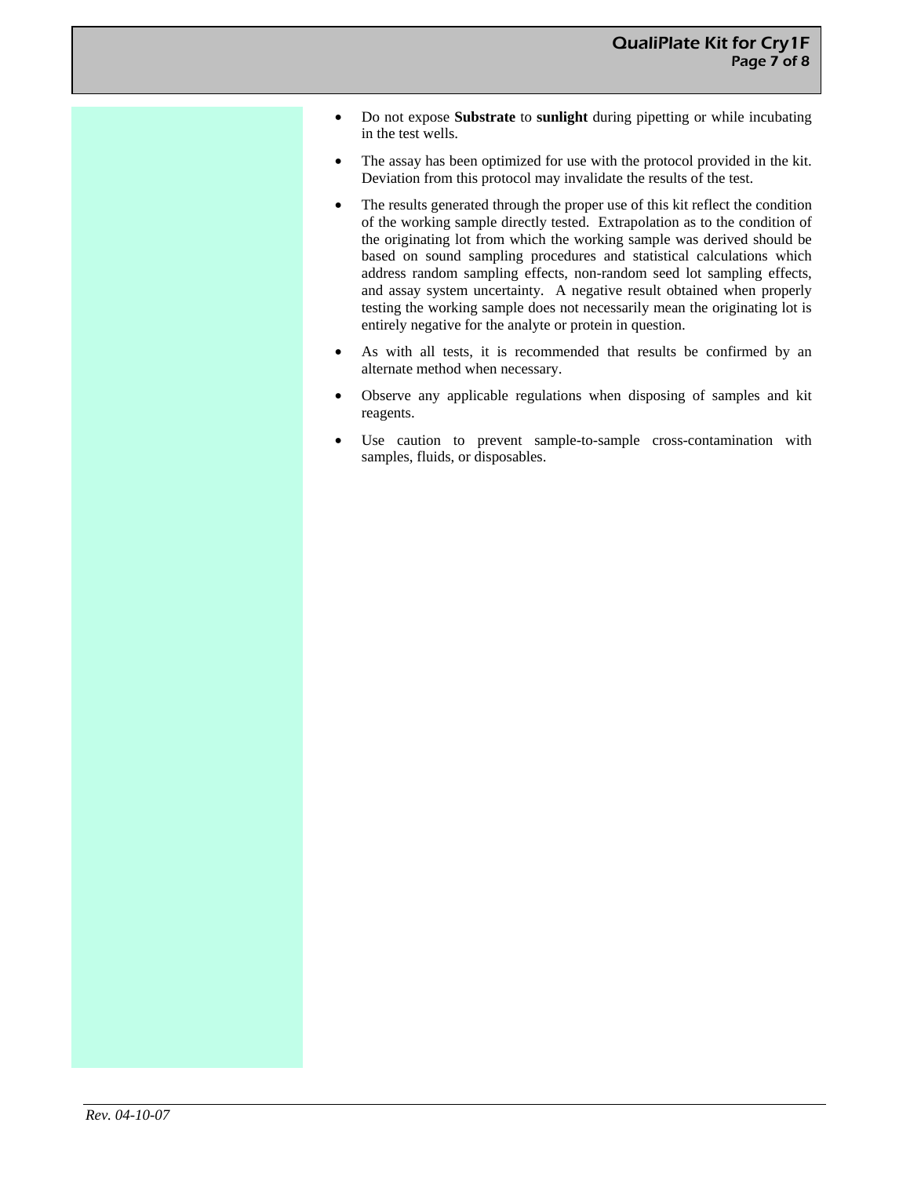- Do not expose **Substrate** to **sunlight** during pipetting or while incubating in the test wells.
- The assay has been optimized for use with the protocol provided in the kit. Deviation from this protocol may invalidate the results of the test.
- The results generated through the proper use of this kit reflect the condition of the working sample directly tested. Extrapolation as to the condition of the originating lot from which the working sample was derived should be based on sound sampling procedures and statistical calculations which address random sampling effects, non-random seed lot sampling effects, and assay system uncertainty. A negative result obtained when properly testing the working sample does not necessarily mean the originating lot is entirely negative for the analyte or protein in question.
- As with all tests, it is recommended that results be confirmed by an alternate method when necessary.
- Observe any applicable regulations when disposing of samples and kit reagents.
- Use caution to prevent sample-to-sample cross-contamination with samples, fluids, or disposables.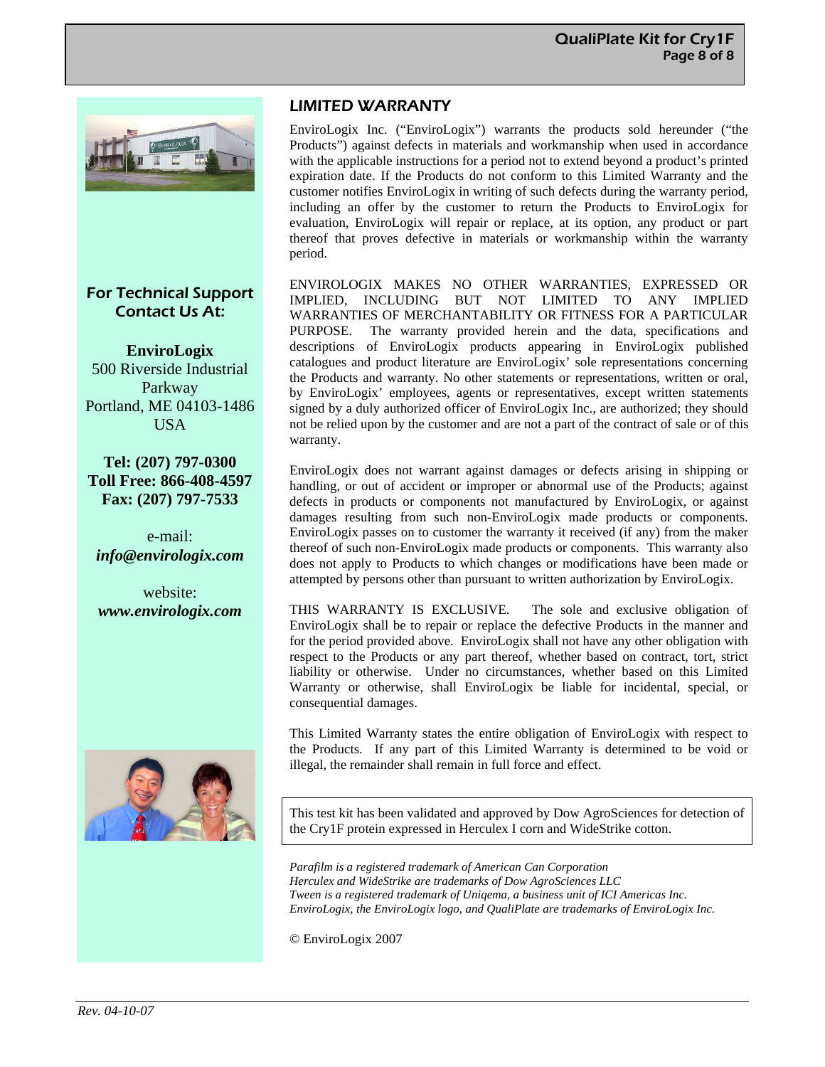## LIMITED WARRANTY

EnviroLogix Inc. ("EnviroLogix") warrants the products sold hereunder ("the Products") against defects in materials and workmanship when used in accordance with the applicable instructions for a period not to extend beyond a product's printed expiration date. If the Products do not conform to this Limited Warranty and the customer notifies EnviroLogix in writing of such defects during the warranty period, including an offer by the customer to return the Products to EnviroLogix for evaluation, EnviroLogix will repair or replace, at its option, any product or part thereof that proves defective in materials or workmanship within the warranty period.

ENVIROLOGIX MAKES NO OTHER WARRANTIES, EXPRESSED OR IMPLIED, INCLUDING BUT NOT LIMITED TO ANY IMPLIED WARRANTIES OF MERCHANTABILITY OR FITNESS FOR A PARTICULAR PURPOSE. The warranty provided herein and the data, specifications and descriptions of EnviroLogix products appearing in EnviroLogix published catalogues and product literature are EnviroLogix' sole representations concerning the Products and warranty. No other statements or representations, written or oral, by EnviroLogix' employees, agents or representatives, except written statements signed by a duly authorized officer of EnviroLogix Inc., are authorized; they should not be relied upon by the customer and are not a part of the contract of sale or of this warranty.

EnviroLogix does not warrant against damages or defects arising in shipping or handling, or out of accident or improper or abnormal use of the Products; against defects in products or components not manufactured by EnviroLogix, or against damages resulting from such non-EnviroLogix made products or components. EnviroLogix passes on to customer the warranty it received (if any) from the maker thereof of such non-EnviroLogix made products or components. This warranty also does not apply to Products to which changes or modifications have been made or attempted by persons other than pursuant to written authorization by EnviroLogix.

THIS WARRANTY IS EXCLUSIVE. The sole and exclusive obligation of EnviroLogix shall be to repair or replace the defective Products in the manner and for the period provided above. EnviroLogix shall not have any other obligation with respect to the Products or any part thereof, whether based on contract, tort, strict liability or otherwise. Under no circumstances, whether based on this Limited Warranty or otherwise, shall EnviroLogix be liable for incidental, special, or consequential damages.

This Limited Warranty states the entire obligation of EnviroLogix with respect to the Products. If any part of this Limited Warranty is determined to be void or illegal, the remainder shall remain in full force and effect.

This test kit has been validated and approved by Dow AgroSciences for detection of the Cry1F protein expressed in Herculex I corn and WideStrike cotton.

*Parafilm is a registered trademark of American Can Corporation*
*Herculex and WideStrike are trademarks of Dow AgroSciences LLC*
*Tween is a registered trademark of Uniqema, a business unit of ICI Americas Inc.*
*EnviroLogix, the EnviroLogix logo, and QualiPlate are trademarks of EnviroLogix Inc.*

© EnviroLogix 2007

### For Technical Support Contact Us At:

**EnviroLogix**
500 Riverside Industrial Parkway
Portland, ME 04103-1486
USA

**Tel: (207) 797-0300**
**Toll Free: 866-408-4597**
**Fax: (207) 797-7533**

e-mail:
***info@envirologix.com***

website:
***www.envirologix.com***

*Rev. 04-10-07*